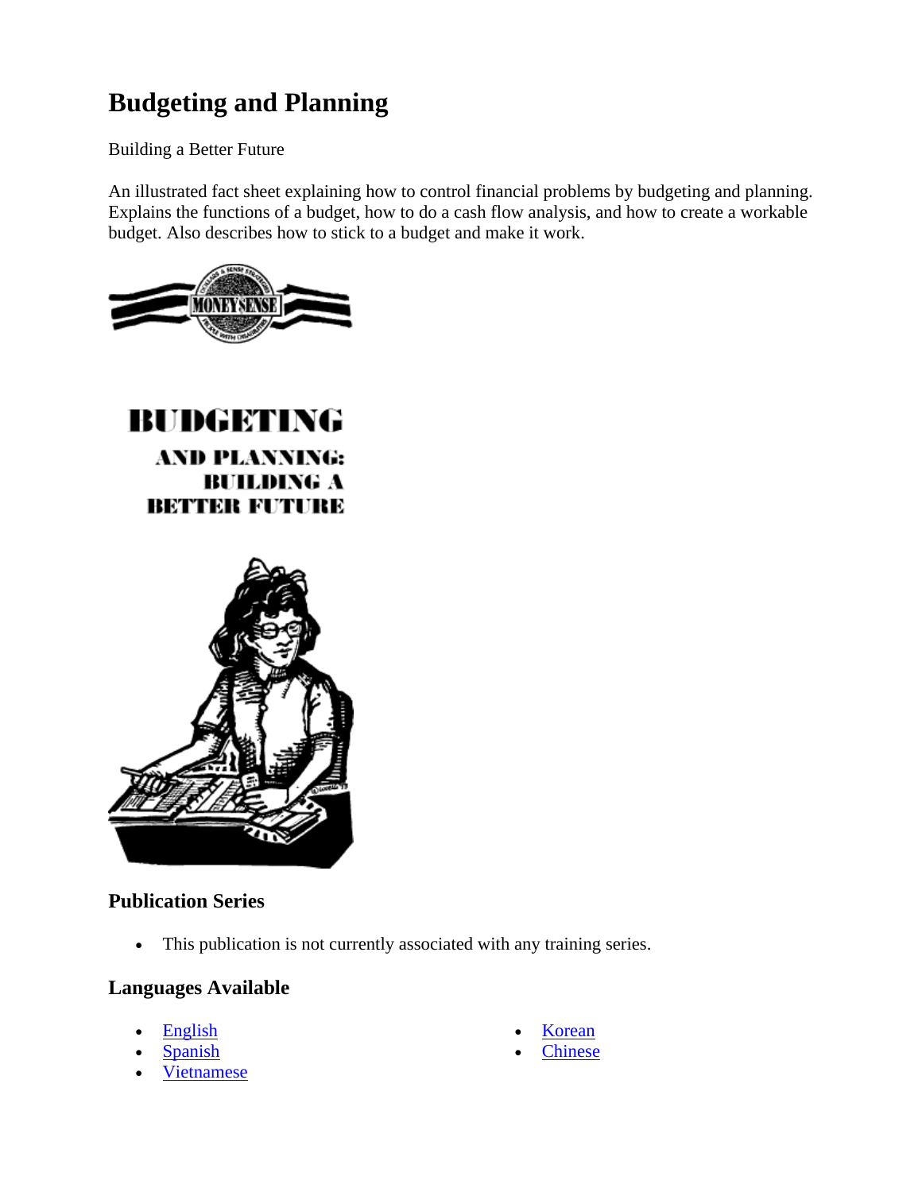# Budgeting and Planning

Building a Better Future

An illustrated fact sheet explaining how to control financial problems by budgeting and planning. Explains the functions of a budget, how to do a cash flow analysis, and how to create a workable budget. Also describes how to stick to a budget and make it work.

BUDGETING AND PLANNING: BUILDING A BETTER FUTURE

## Publication Series

- This publication is not currently associated with any training series.

## Languages Available

- English
- Spanish
- Vietnamese
- Korean
- Chinese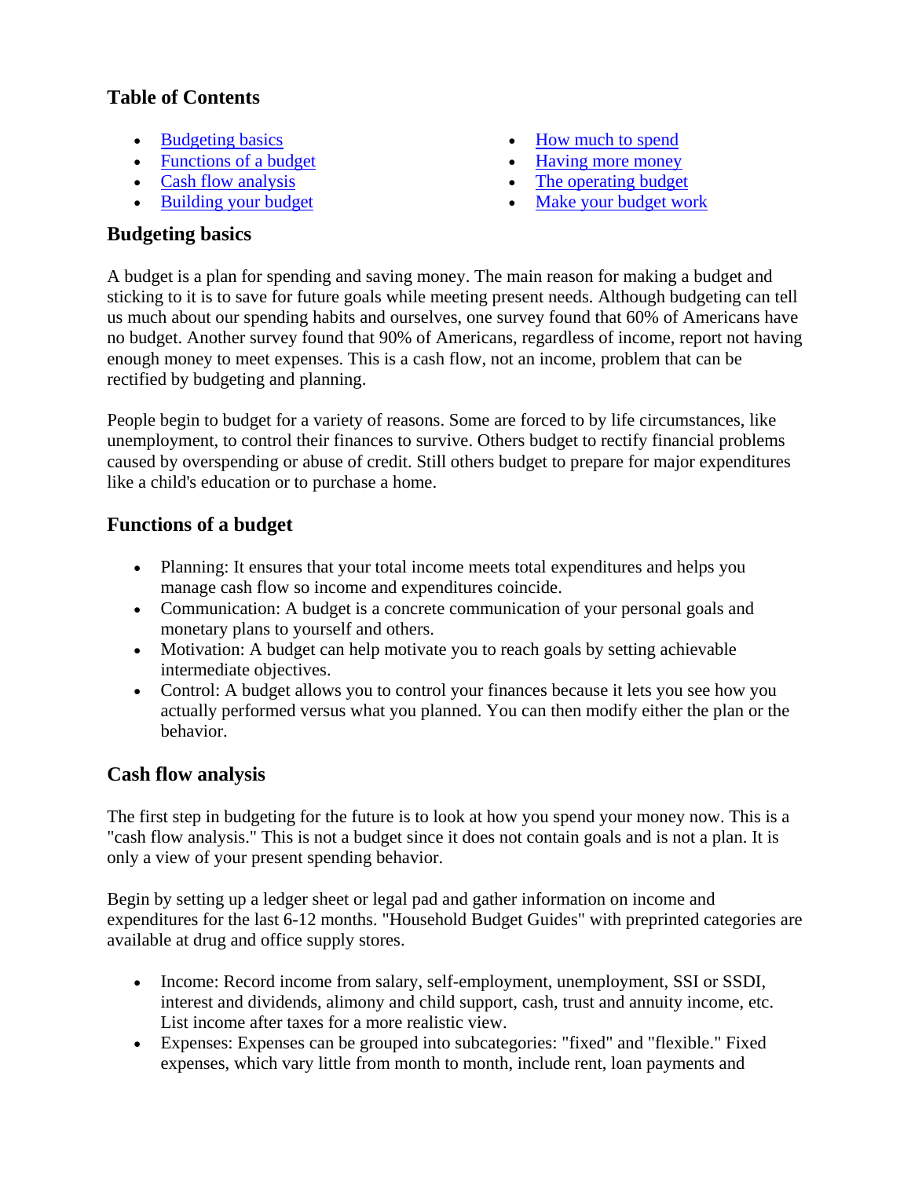## Table of Contents

- Budgeting basics
- Functions of a budget
- Cash flow analysis
- Building your budget
- How much to spend
- Having more money
- The operating budget
- Make your budget work

## Budgeting basics

A budget is a plan for spending and saving money. The main reason for making a budget and sticking to it is to save for future goals while meeting present needs. Although budgeting can tell us much about our spending habits and ourselves, one survey found that 60% of Americans have no budget. Another survey found that 90% of Americans, regardless of income, report not having enough money to meet expenses. This is a cash flow, not an income, problem that can be rectified by budgeting and planning.

People begin to budget for a variety of reasons. Some are forced to by life circumstances, like unemployment, to control their finances to survive. Others budget to rectify financial problems caused by overspending or abuse of credit. Still others budget to prepare for major expenditures like a child's education or to purchase a home.

## Functions of a budget

- Planning: It ensures that your total income meets total expenditures and helps you manage cash flow so income and expenditures coincide.
- Communication: A budget is a concrete communication of your personal goals and monetary plans to yourself and others.
- Motivation: A budget can help motivate you to reach goals by setting achievable intermediate objectives.
- Control: A budget allows you to control your finances because it lets you see how you actually performed versus what you planned. You can then modify either the plan or the behavior.

## Cash flow analysis

The first step in budgeting for the future is to look at how you spend your money now. This is a "cash flow analysis." This is not a budget since it does not contain goals and is not a plan. It is only a view of your present spending behavior.

Begin by setting up a ledger sheet or legal pad and gather information on income and expenditures for the last 6-12 months. "Household Budget Guides" with preprinted categories are available at drug and office supply stores.

- Income: Record income from salary, self-employment, unemployment, SSI or SSDI, interest and dividends, alimony and child support, cash, trust and annuity income, etc. List income after taxes for a more realistic view.
- Expenses: Expenses can be grouped into subcategories: "fixed" and "flexible." Fixed expenses, which vary little from month to month, include rent, loan payments and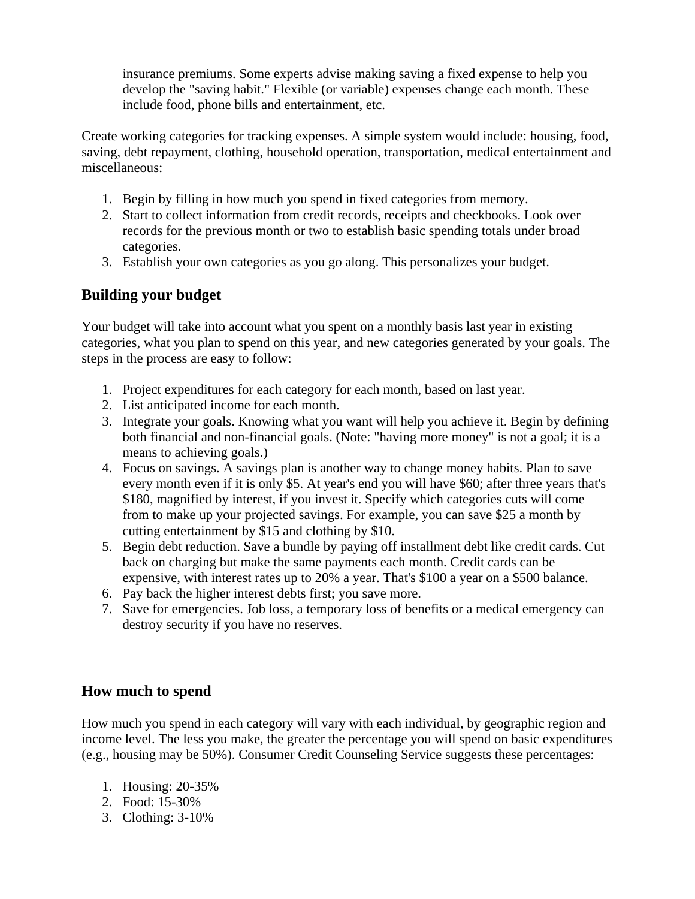insurance premiums. Some experts advise making saving a fixed expense to help you develop the "saving habit." Flexible (or variable) expenses change each month. These include food, phone bills and entertainment, etc.

Create working categories for tracking expenses. A simple system would include: housing, food, saving, debt repayment, clothing, household operation, transportation, medical entertainment and miscellaneous:

1. Begin by filling in how much you spend in fixed categories from memory.
2. Start to collect information from credit records, receipts and checkbooks. Look over records for the previous month or two to establish basic spending totals under broad categories.
3. Establish your own categories as you go along. This personalizes your budget.

## Building your budget

Your budget will take into account what you spent on a monthly basis last year in existing categories, what you plan to spend on this year, and new categories generated by your goals. The steps in the process are easy to follow:

1. Project expenditures for each category for each month, based on last year.
2. List anticipated income for each month.
3. Integrate your goals. Knowing what you want will help you achieve it. Begin by defining both financial and non-financial goals. (Note: "having more money" is not a goal; it is a means to achieving goals.)
4. Focus on savings. A savings plan is another way to change money habits. Plan to save every month even if it is only $5. At year's end you will have $60; after three years that's $180, magnified by interest, if you invest it. Specify which categories cuts will come from to make up your projected savings. For example, you can save $25 a month by cutting entertainment by $15 and clothing by $10.
5. Begin debt reduction. Save a bundle by paying off installment debt like credit cards. Cut back on charging but make the same payments each month. Credit cards can be expensive, with interest rates up to 20% a year. That's $100 a year on a $500 balance.
6. Pay back the higher interest debts first; you save more.
7. Save for emergencies. Job loss, a temporary loss of benefits or a medical emergency can destroy security if you have no reserves.

## How much to spend

How much you spend in each category will vary with each individual, by geographic region and income level. The less you make, the greater the percentage you will spend on basic expenditures (e.g., housing may be 50%). Consumer Credit Counseling Service suggests these percentages:

1. Housing: 20-35%
2. Food: 15-30%
3. Clothing: 3-10%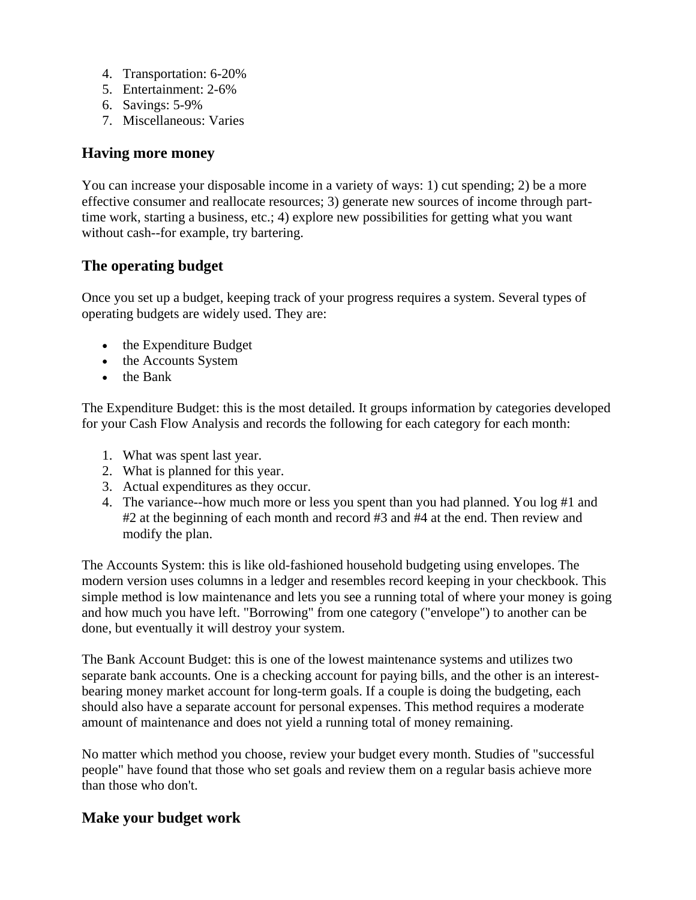4. Transportation: 6-20%
5. Entertainment: 2-6%
6. Savings: 5-9%
7. Miscellaneous: Varies

## Having more money

You can increase your disposable income in a variety of ways: 1) cut spending; 2) be a more effective consumer and reallocate resources; 3) generate new sources of income through part-time work, starting a business, etc.; 4) explore new possibilities for getting what you want without cash--for example, try bartering.

## The operating budget

Once you set up a budget, keeping track of your progress requires a system. Several types of operating budgets are widely used. They are:

- the Expenditure Budget
- the Accounts System
- the Bank

The Expenditure Budget: this is the most detailed. It groups information by categories developed for your Cash Flow Analysis and records the following for each category for each month:

1. What was spent last year.
2. What is planned for this year.
3. Actual expenditures as they occur.
4. The variance--how much more or less you spent than you had planned. You log #1 and #2 at the beginning of each month and record #3 and #4 at the end. Then review and modify the plan.

The Accounts System: this is like old-fashioned household budgeting using envelopes. The modern version uses columns in a ledger and resembles record keeping in your checkbook. This simple method is low maintenance and lets you see a running total of where your money is going and how much you have left. "Borrowing" from one category ("envelope") to another can be done, but eventually it will destroy your system.

The Bank Account Budget: this is one of the lowest maintenance systems and utilizes two separate bank accounts. One is a checking account for paying bills, and the other is an interest-bearing money market account for long-term goals. If a couple is doing the budgeting, each should also have a separate account for personal expenses. This method requires a moderate amount of maintenance and does not yield a running total of money remaining.

No matter which method you choose, review your budget every month. Studies of "successful people" have found that those who set goals and review them on a regular basis achieve more than those who don't.

## Make your budget work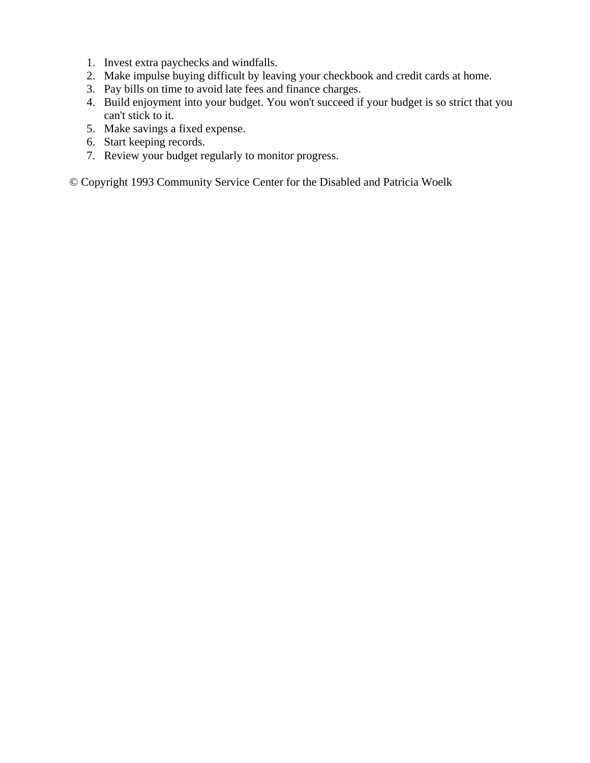1. Invest extra paychecks and windfalls.
2. Make impulse buying difficult by leaving your checkbook and credit cards at home.
3. Pay bills on time to avoid late fees and finance charges.
4. Build enjoyment into your budget. You won't succeed if your budget is so strict that you can't stick to it.
5. Make savings a fixed expense.
6. Start keeping records.
7. Review your budget regularly to monitor progress.

© Copyright 1993 Community Service Center for the Disabled and Patricia Woelk